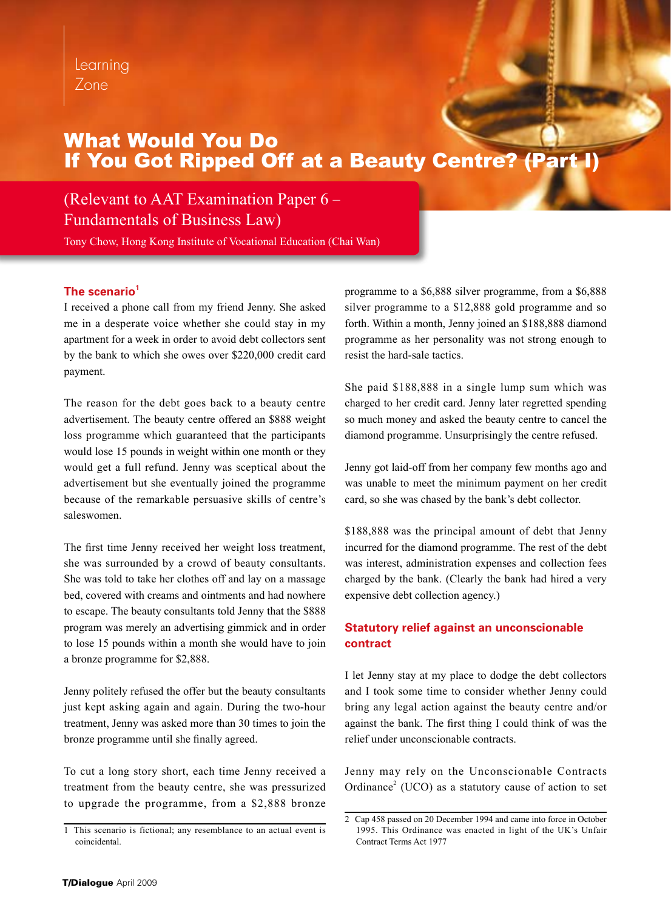Learning Zone

# What Would You Do If You Got Ripped Off at a Beauty Centre? (Part I)

(Relevant to AAT Examination Paper 6 – Fundamentals of Business Law)

Tony Chow, Hong Kong Institute of Vocational Education (Chai Wan)

## The scenario[1]

I received a phone call from my friend Jenny. She asked me in a desperate voice whether she could stay in my apartment for a week in order to avoid debt collectors sent by the bank to which she owes over $220,000 credit card payment.

The reason for the debt goes back to a beauty centre advertisement. The beauty centre offered an $888 weight loss programme which guaranteed that the participants would lose 15 pounds in weight within one month or they would get a full refund. Jenny was sceptical about the advertisement but she eventually joined the programme because of the remarkable persuasive skills of centre's saleswomen.

The first time Jenny received her weight loss treatment, she was surrounded by a crowd of beauty consultants. She was told to take her clothes off and lay on a massage bed, covered with creams and ointments and had nowhere to escape. The beauty consultants told Jenny that the $888 program was merely an advertising gimmick and in order to lose 15 pounds within a month she would have to join a bronze programme for $2,888.

Jenny politely refused the offer but the beauty consultants just kept asking again and again. During the two-hour treatment, Jenny was asked more than 30 times to join the bronze programme until she finally agreed.

To cut a long story short, each time Jenny received a treatment from the beauty centre, she was pressurized to upgrade the programme, from a $2,888 bronze programme to a $6,888 silver programme, from a $6,888 silver programme to a $12,888 gold programme and so forth. Within a month, Jenny joined an $188,888 diamond programme as her personality was not strong enough to resist the hard-sale tactics.

She paid $188,888 in a single lump sum which was charged to her credit card. Jenny later regretted spending so much money and asked the beauty centre to cancel the diamond programme. Unsurprisingly the centre refused.

Jenny got laid-off from her company few months ago and was unable to meet the minimum payment on her credit card, so she was chased by the bank's debt collector.

$188,888 was the principal amount of debt that Jenny incurred for the diamond programme. The rest of the debt was interest, administration expenses and collection fees charged by the bank. (Clearly the bank had hired a very expensive debt collection agency.)

## Statutory relief against an unconscionable contract

I let Jenny stay at my place to dodge the debt collectors and I took some time to consider whether Jenny could bring any legal action against the beauty centre and/or against the bank. The first thing I could think of was the relief under unconscionable contracts.

Jenny may rely on the Unconscionable Contracts Ordinance[2] (UCO) as a statutory cause of action to set

---

1 This scenario is fictional; any resemblance to an actual event is coincidental.

2 Cap 458 passed on 20 December 1994 and came into force in October 1995. This Ordinance was enacted in light of the UK's Unfair Contract Terms Act 1977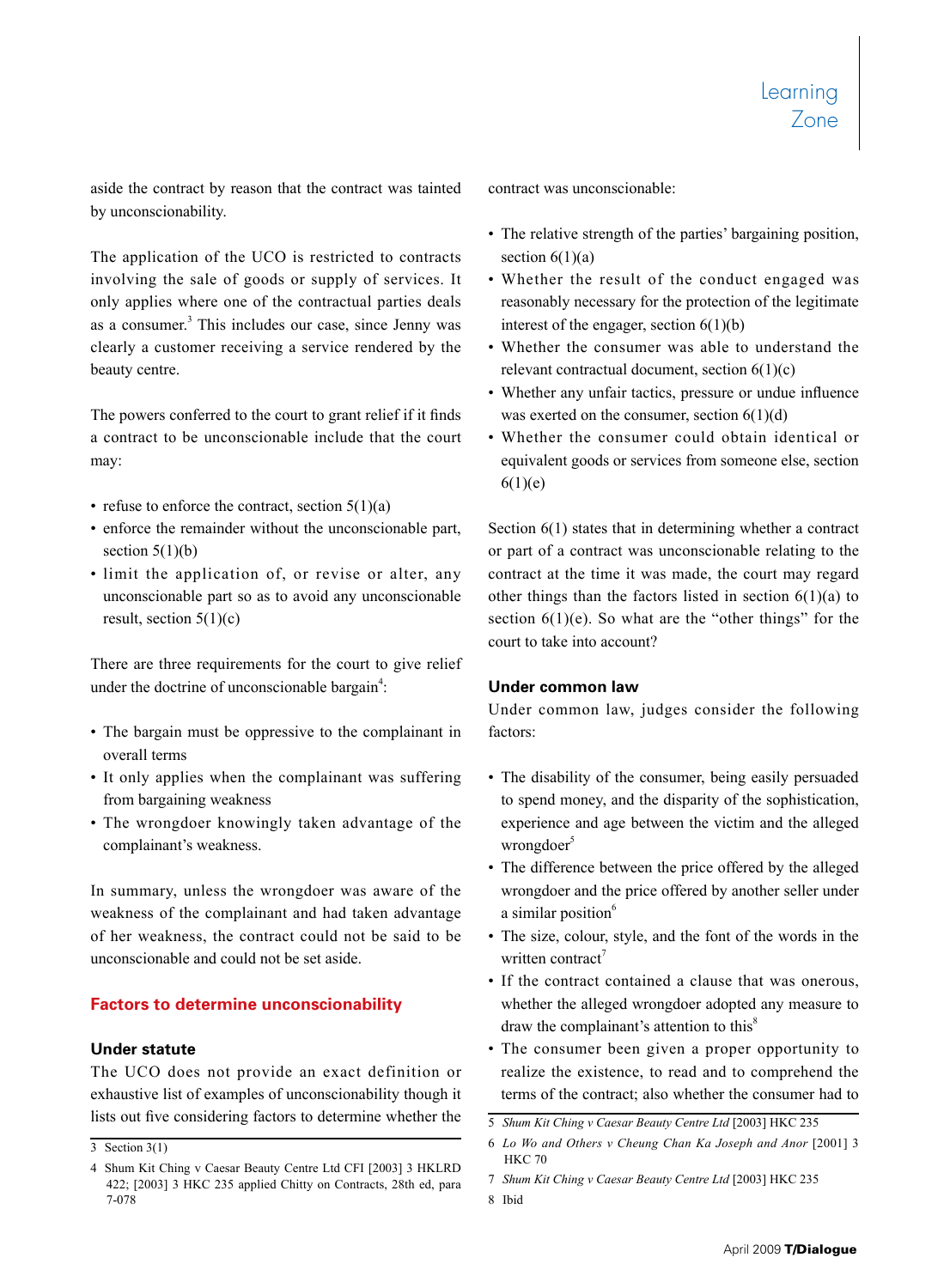aside the contract by reason that the contract was tainted by unconscionability.

The application of the UCO is restricted to contracts involving the sale of goods or supply of services. It only applies where one of the contractual parties deals as a consumer.[3] This includes our case, since Jenny was clearly a customer receiving a service rendered by the beauty centre.

The powers conferred to the court to grant relief if it finds a contract to be unconscionable include that the court may:

- refuse to enforce the contract, section 5(1)(a)
- enforce the remainder without the unconscionable part, section 5(1)(b)
- limit the application of, or revise or alter, any unconscionable part so as to avoid any unconscionable result, section 5(1)(c)

There are three requirements for the court to give relief under the doctrine of unconscionable bargain[4]:

- The bargain must be oppressive to the complainant in overall terms
- It only applies when the complainant was suffering from bargaining weakness
- The wrongdoer knowingly taken advantage of the complainant's weakness.

In summary, unless the wrongdoer was aware of the weakness of the complainant and had taken advantage of her weakness, the contract could not be said to be unconscionable and could not be set aside.

## Factors to determine unconscionability

### Under statute

The UCO does not provide an exact definition or exhaustive list of examples of unconscionability though it lists out five considering factors to determine whether the contract was unconscionable:

- The relative strength of the parties' bargaining position, section 6(1)(a)
- Whether the result of the conduct engaged was reasonably necessary for the protection of the legitimate interest of the engager, section 6(1)(b)
- Whether the consumer was able to understand the relevant contractual document, section 6(1)(c)
- Whether any unfair tactics, pressure or undue influence was exerted on the consumer, section 6(1)(d)
- Whether the consumer could obtain identical or equivalent goods or services from someone else, section 6(1)(e)

Section 6(1) states that in determining whether a contract or part of a contract was unconscionable relating to the contract at the time it was made, the court may regard other things than the factors listed in section 6(1)(a) to section 6(1)(e). So what are the "other things" for the court to take into account?

### Under common law

Under common law, judges consider the following factors:

- The disability of the consumer, being easily persuaded to spend money, and the disparity of the sophistication, experience and age between the victim and the alleged wrongdoer[5]
- The difference between the price offered by the alleged wrongdoer and the price offered by another seller under a similar position[6]
- The size, colour, style, and the font of the words in the written contract[7]
- If the contract contained a clause that was onerous, whether the alleged wrongdoer adopted any measure to draw the complainant's attention to this[8]
- The consumer been given a proper opportunity to realize the existence, to read and to comprehend the terms of the contract; also whether the consumer had to

---

3 Section 3(1)

4 Shum Kit Ching v Caesar Beauty Centre Ltd CFI [2003] 3 HKLRD 422; [2003] 3 HKC 235 applied Chitty on Contracts, 28th ed, para 7-078

5 *Shum Kit Ching v Caesar Beauty Centre Ltd* [2003] HKC 235

6 *Lo Wo and Others v Cheung Chan Ka Joseph and Anor* [2001] 3 HKC 70

7 *Shum Kit Ching v Caesar Beauty Centre Ltd* [2003] HKC 235

8 Ibid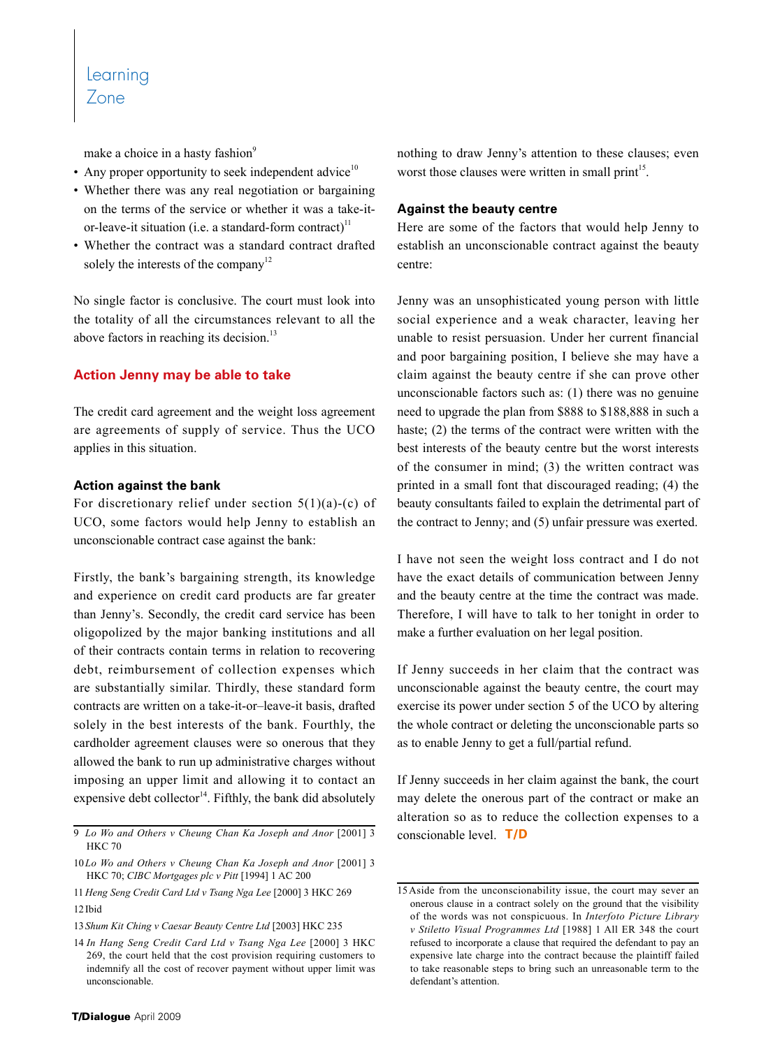make a choice in a hasty fashion[9]

- Any proper opportunity to seek independent advice[10]
- Whether there was any real negotiation or bargaining on the terms of the service or whether it was a take-it-or-leave-it situation (i.e. a standard-form contract)[11]
- Whether the contract was a standard contract drafted solely the interests of the company[12]

No single factor is conclusive. The court must look into the totality of all the circumstances relevant to all the above factors in reaching its decision.[13]

## Action Jenny may be able to take

The credit card agreement and the weight loss agreement are agreements of supply of service. Thus the UCO applies in this situation.

### Action against the bank

For discretionary relief under section 5(1)(a)-(c) of UCO, some factors would help Jenny to establish an unconscionable contract case against the bank:

Firstly, the bank's bargaining strength, its knowledge and experience on credit card products are far greater than Jenny's. Secondly, the credit card service has been oligopolized by the major banking institutions and all of their contracts contain terms in relation to recovering debt, reimbursement of collection expenses which are substantially similar. Thirdly, these standard form contracts are written on a take-it-or–leave-it basis, drafted solely in the best interests of the bank. Fourthly, the cardholder agreement clauses were so onerous that they allowed the bank to run up administrative charges without imposing an upper limit and allowing it to contact an expensive debt collector[14]. Fifthly, the bank did absolutely nothing to draw Jenny's attention to these clauses; even worst those clauses were written in small print[15].

### Against the beauty centre

Here are some of the factors that would help Jenny to establish an unconscionable contract against the beauty centre:

Jenny was an unsophisticated young person with little social experience and a weak character, leaving her unable to resist persuasion. Under her current financial and poor bargaining position, I believe she may have a claim against the beauty centre if she can prove other unconscionable factors such as: (1) there was no genuine need to upgrade the plan from $888 to $188,888 in such a haste; (2) the terms of the contract were written with the best interests of the beauty centre but the worst interests of the consumer in mind; (3) the written contract was printed in a small font that discouraged reading; (4) the beauty consultants failed to explain the detrimental part of the contract to Jenny; and (5) unfair pressure was exerted.

I have not seen the weight loss contract and I do not have the exact details of communication between Jenny and the beauty centre at the time the contract was made. Therefore, I will have to talk to her tonight in order to make a further evaluation on her legal position.

If Jenny succeeds in her claim that the contract was unconscionable against the beauty centre, the court may exercise its power under section 5 of the UCO by altering the whole contract or deleting the unconscionable parts so as to enable Jenny to get a full/partial refund.

If Jenny succeeds in her claim against the bank, the court may delete the onerous part of the contract or make an alteration so as to reduce the collection expenses to a conscionable level. **T/D**

---

9 *Lo Wo and Others v Cheung Chan Ka Joseph and Anor* [2001] 3 HKC 70

10 *Lo Wo and Others v Cheung Chan Ka Joseph and Anor* [2001] 3 HKC 70; *CIBC Mortgages plc v Pitt* [1994] 1 AC 200

11 *Heng Seng Credit Card Ltd v Tsang Nga Lee* [2000] 3 HKC 269

12 Ibid

13 *Shum Kit Ching v Caesar Beauty Centre Ltd* [2003] HKC 235

14 *In Hang Seng Credit Card Ltd v Tsang Nga Lee* [2000] 3 HKC 269, the court held that the cost provision requiring customers to indemnify all the cost of recover payment without upper limit was unconscionable.

15 Aside from the unconscionability issue, the court may sever an onerous clause in a contract solely on the ground that the visibility of the words was not conspicuous. In *Interfoto Picture Library v Stiletto Visual Programmes Ltd* [1988] 1 All ER 348 the court refused to incorporate a clause that required the defendant to pay an expensive late charge into the contract because the plaintiff failed to take reasonable steps to bring such an unreasonable term to the defendant's attention.